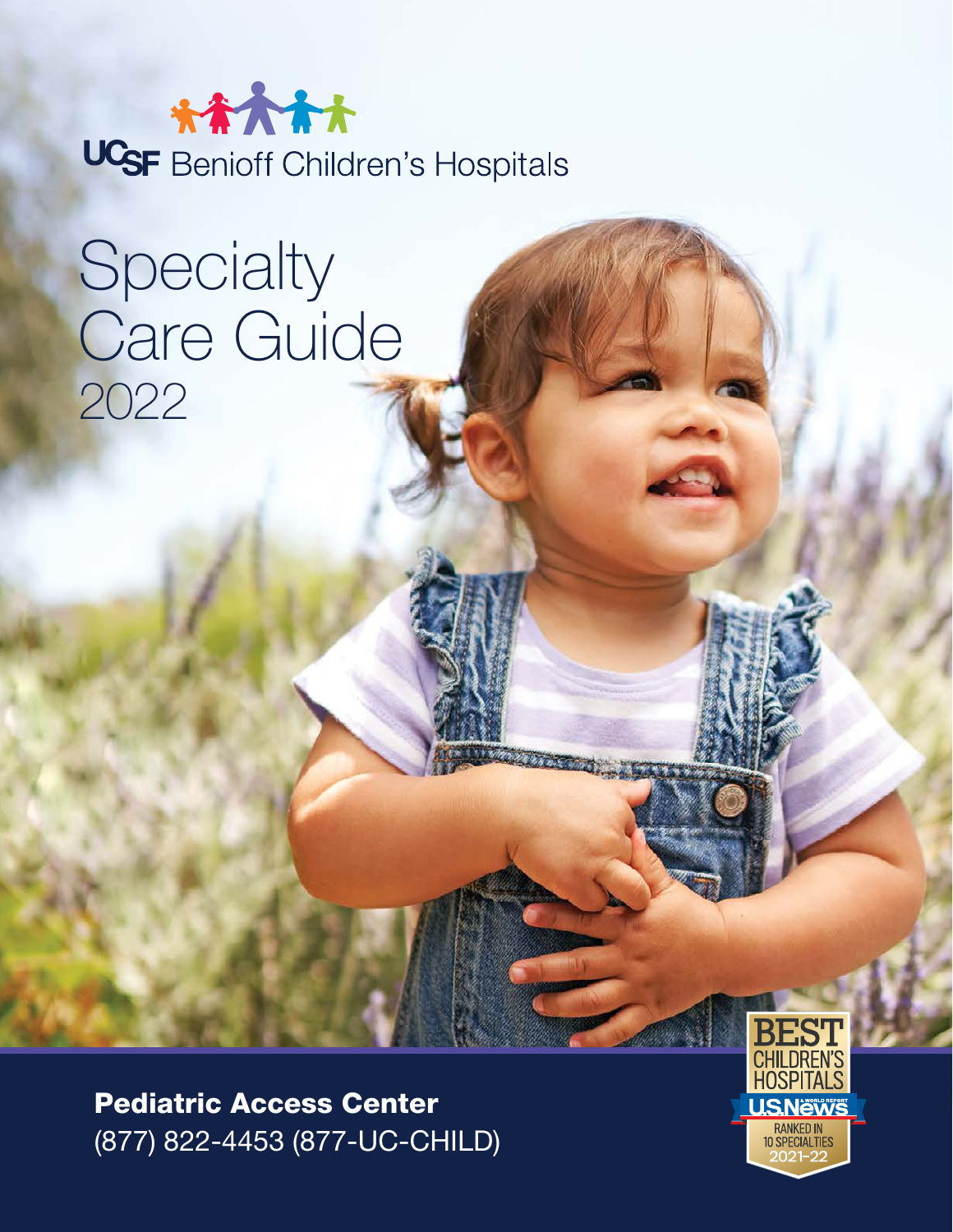UCSF Benioff Children's Hospitals

# Specialty Care Guide 2022

**Pediatric Access Center**
(877) 822-4453 (877-UC-CHILD)

BEST CHILDREN'S HOSPITALS
U.S.News & WORLD REPORT
RANKED IN 10 SPECIALTIES
2021-22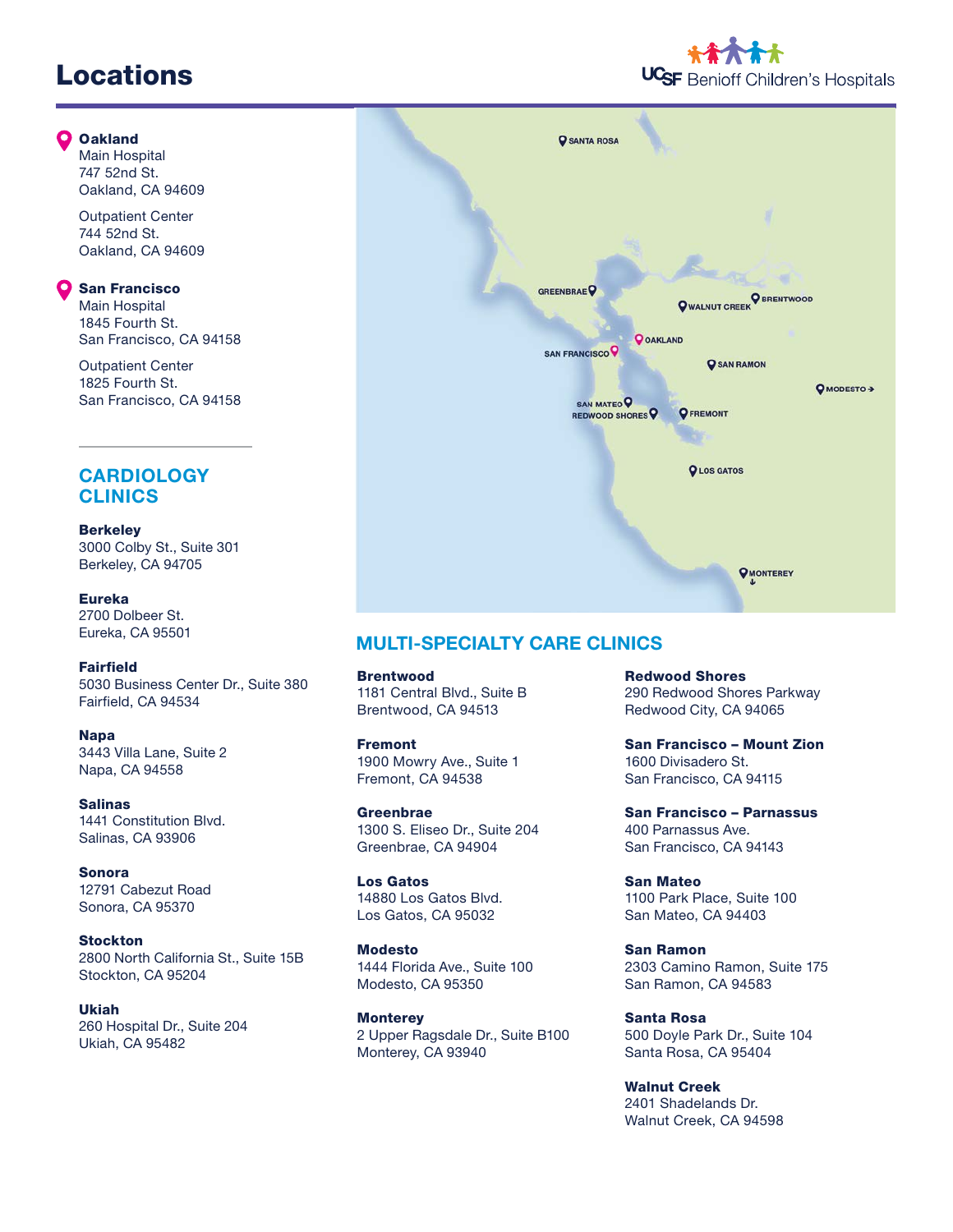# Locations

UCSF Benioff Children's Hospitals

**Oakland**
Main Hospital
747 52nd St.
Oakland, CA 94609

Outpatient Center
744 52nd St.
Oakland, CA 94609

**San Francisco**
Main Hospital
1845 Fourth St.
San Francisco, CA 94158

Outpatient Center
1825 Fourth St.
San Francisco, CA 94158

## CARDIOLOGY CLINICS

**Berkeley**
3000 Colby St., Suite 301
Berkeley, CA 94705

**Eureka**
2700 Dolbeer St.
Eureka, CA 95501

**Fairfield**
5030 Business Center Dr., Suite 380
Fairfield, CA 94534

**Napa**
3443 Villa Lane, Suite 2
Napa, CA 94558

**Salinas**
1441 Constitution Blvd.
Salinas, CA 93906

**Sonora**
12791 Cabezut Road
Sonora, CA 95370

**Stockton**
2800 North California St., Suite 15B
Stockton, CA 95204

**Ukiah**
260 Hospital Dr., Suite 204
Ukiah, CA 95482

SANTA ROSA
GREENBRAE
WALNUT CREEK
BRENTWOOD
OAKLAND
SAN FRANCISCO
SAN RAMON
MODESTO →
SAN MATEO
REDWOOD SHORES
FREMONT
LOS GATOS
MONTEREY ↓

## MULTI-SPECIALTY CARE CLINICS

**Brentwood**
1181 Central Blvd., Suite B
Brentwood, CA 94513

**Fremont**
1900 Mowry Ave., Suite 1
Fremont, CA 94538

**Greenbrae**
1300 S. Eliseo Dr., Suite 204
Greenbrae, CA 94904

**Los Gatos**
14880 Los Gatos Blvd.
Los Gatos, CA 95032

**Modesto**
1444 Florida Ave., Suite 100
Modesto, CA 95350

**Monterey**
2 Upper Ragsdale Dr., Suite B100
Monterey, CA 93940

**Redwood Shores**
290 Redwood Shores Parkway
Redwood City, CA 94065

**San Francisco – Mount Zion**
1600 Divisadero St.
San Francisco, CA 94115

**San Francisco – Parnassus**
400 Parnassus Ave.
San Francisco, CA 94143

**San Mateo**
1100 Park Place, Suite 100
San Mateo, CA 94403

**San Ramon**
2303 Camino Ramon, Suite 175
San Ramon, CA 94583

**Santa Rosa**
500 Doyle Park Dr., Suite 104
Santa Rosa, CA 95404

**Walnut Creek**
2401 Shadelands Dr.
Walnut Creek, CA 94598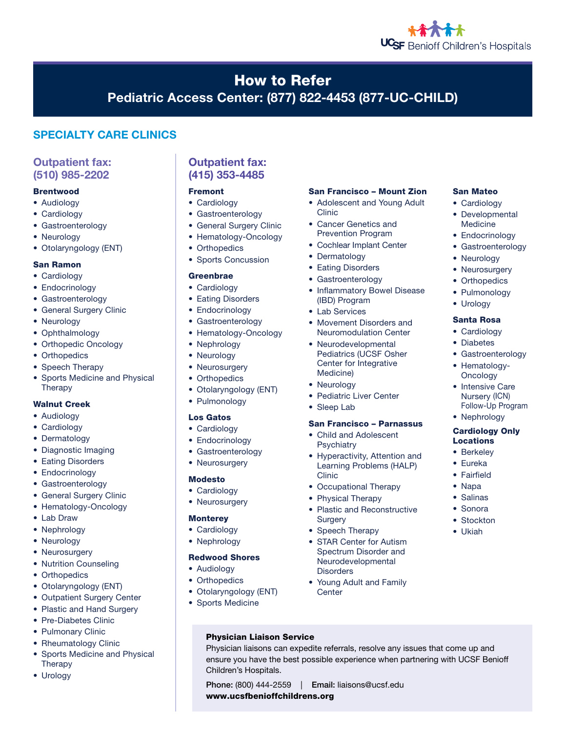UCSF Benioff Children's Hospitals

# How to Refer

## Pediatric Access Center: (877) 822-4453 (877-UC-CHILD)

## SPECIALTY CARE CLINICS

### Outpatient fax: (510) 985-2202

**Brentwood**

- Audiology
- Cardiology
- Gastroenterology
- Neurology
- Otolaryngology (ENT)

**San Ramon**

- Cardiology
- Endocrinology
- Gastroenterology
- General Surgery Clinic
- Neurology
- Ophthalmology
- Orthopedic Oncology
- Orthopedics
- Speech Therapy
- Sports Medicine and Physical Therapy

**Walnut Creek**

- Audiology
- Cardiology
- Dermatology
- Diagnostic Imaging
- Eating Disorders
- Endocrinology
- Gastroenterology
- General Surgery Clinic
- Hematology-Oncology
- Lab Draw
- Nephrology
- Neurology
- Neurosurgery
- Nutrition Counseling
- Orthopedics
- Otolaryngology (ENT)
- Outpatient Surgery Center
- Plastic and Hand Surgery
- Pre-Diabetes Clinic
- Pulmonary Clinic
- Rheumatology Clinic
- Sports Medicine and Physical Therapy
- Urology

### Outpatient fax: (415) 353-4485

**Fremont**

- Cardiology
- Gastroenterology
- General Surgery Clinic
- Hematology-Oncology
- Orthopedics
- Sports Concussion

**Greenbrae**

- Cardiology
- Eating Disorders
- Endocrinology
- Gastroenterology
- Hematology-Oncology
- Nephrology
- Neurology
- Neurosurgery
- Orthopedics
- Otolaryngology (ENT)
- Pulmonology

**Los Gatos**

- Cardiology
- Endocrinology
- Gastroenterology
- Neurosurgery

**Modesto**

- Cardiology
- Neurosurgery

**Monterey**

- Cardiology
- Nephrology

**Redwood Shores**

- Audiology
- Orthopedics
- Otolaryngology (ENT)
- Sports Medicine

**San Francisco – Mount Zion**

- Adolescent and Young Adult Clinic
- Cancer Genetics and Prevention Program
- Cochlear Implant Center
- Dermatology
- Eating Disorders
- Gastroenterology
- Inflammatory Bowel Disease (IBD) Program
- Lab Services
- Movement Disorders and Neuromodulation Center
- Neurodevelopmental Pediatrics (UCSF Osher Center for Integrative Medicine)
- Neurology
- Pediatric Liver Center
- Sleep Lab

**San Francisco – Parnassus**

- Child and Adolescent Psychiatry
- Hyperactivity, Attention and Learning Problems (HALP) Clinic
- Occupational Therapy
- Physical Therapy
- Plastic and Reconstructive Surgery
- Speech Therapy
- STAR Center for Autism Spectrum Disorder and Neurodevelopmental Disorders
- Young Adult and Family Center

**San Mateo**

- Cardiology
- Developmental Medicine
- Endocrinology
- Gastroenterology
- Neurology
- Neurosurgery
- Orthopedics
- Pulmonology
- Urology

**Santa Rosa**

- Cardiology
- Diabetes
- Gastroenterology
- Hematology-Oncology
- Intensive Care Nursery (ICN) Follow-Up Program
- Nephrology

**Cardiology Only Locations**

- Berkeley
- Eureka
- Fairfield
- Napa
- Salinas
- Sonora
- Stockton
- Ukiah

**Physician Liaison Service**

Physician liaisons can expedite referrals, resolve any issues that come up and ensure you have the best possible experience when partnering with UCSF Benioff Children's Hospitals.

**Phone:** (800) 444-2559 | **Email:** liaisons@ucsf.edu

**www.ucsfbenioffchildrens.org**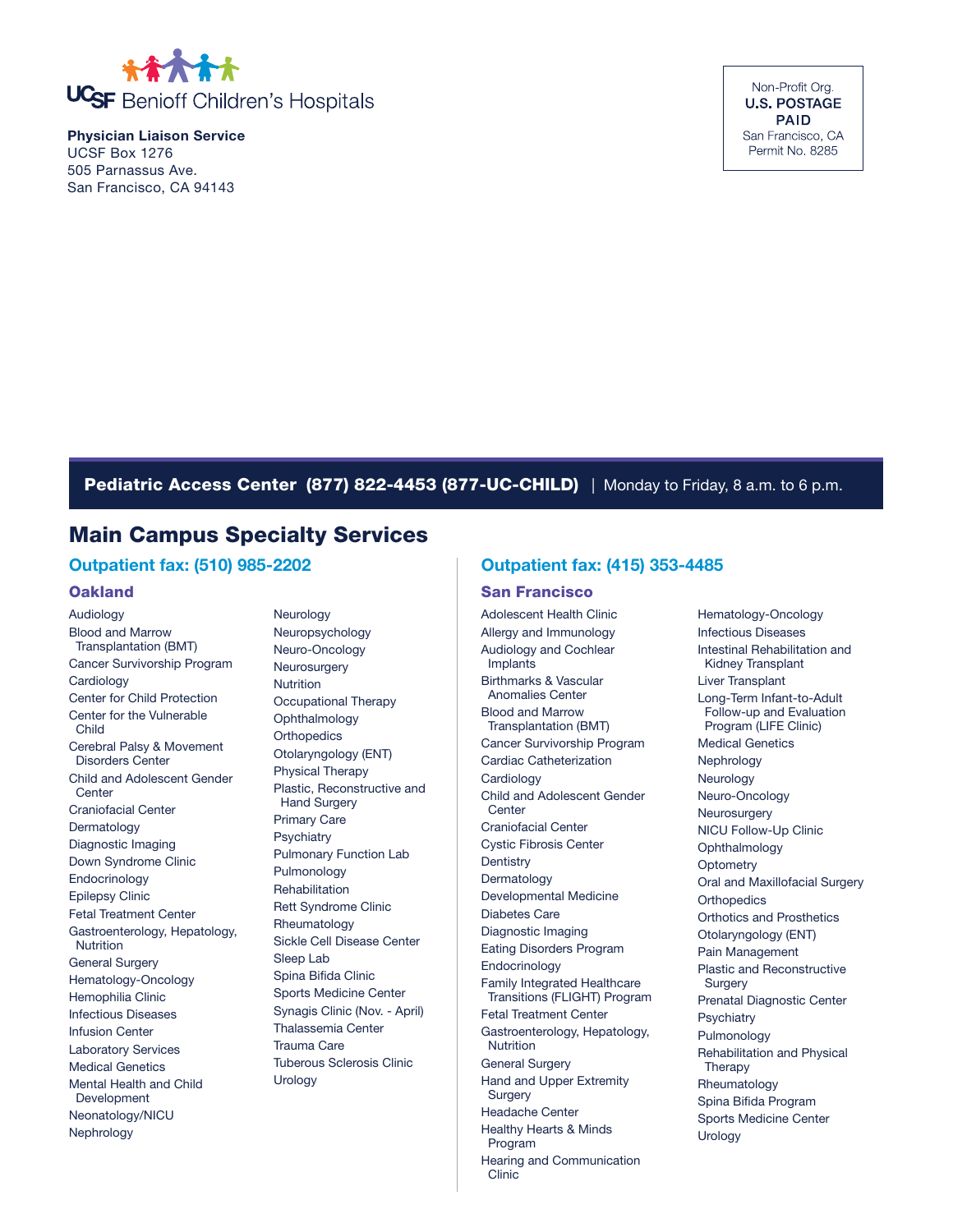UCSF Benioff Children's Hospitals

**Physician Liaison Service**
UCSF Box 1276
505 Parnassus Ave.
San Francisco, CA 94143

Non-Profit Org.
**U.S. POSTAGE PAID**
San Francisco, CA
Permit No. 8285

**Pediatric Access Center (877) 822-4453 (877-UC-CHILD)** | Monday to Friday, 8 a.m. to 6 p.m.

## Main Campus Specialty Services

### Outpatient fax: (510) 985-2202

#### Oakland

- Audiology
- Blood and Marrow Transplantation (BMT)
- Cancer Survivorship Program
- Cardiology
- Center for Child Protection
- Center for the Vulnerable Child
- Cerebral Palsy & Movement Disorders Center
- Child and Adolescent Gender Center
- Craniofacial Center
- Dermatology
- Diagnostic Imaging
- Down Syndrome Clinic
- Endocrinology
- Epilepsy Clinic
- Fetal Treatment Center
- Gastroenterology, Hepatology, Nutrition
- General Surgery
- Hematology-Oncology
- Hemophilia Clinic
- Infectious Diseases
- Infusion Center
- Laboratory Services
- Medical Genetics
- Mental Health and Child Development
- Neonatology/NICU
- Nephrology
- Neurology
- Neuropsychology
- Neuro-Oncology
- Neurosurgery
- Nutrition
- Occupational Therapy
- Ophthalmology
- Orthopedics
- Otolaryngology (ENT)
- Physical Therapy
- Plastic, Reconstructive and Hand Surgery
- Primary Care
- Psychiatry
- Pulmonary Function Lab
- Pulmonology
- Rehabilitation
- Rett Syndrome Clinic
- Rheumatology
- Sickle Cell Disease Center
- Sleep Lab
- Spina Bifida Clinic
- Sports Medicine Center
- Synagis Clinic (Nov. - April)
- Thalassemia Center
- Trauma Care
- Tuberous Sclerosis Clinic
- Urology

### Outpatient fax: (415) 353-4485

#### San Francisco

- Adolescent Health Clinic
- Allergy and Immunology
- Audiology and Cochlear Implants
- Birthmarks & Vascular Anomalies Center
- Blood and Marrow Transplantation (BMT)
- Cancer Survivorship Program
- Cardiac Catheterization
- Cardiology
- Child and Adolescent Gender Center
- Craniofacial Center
- Cystic Fibrosis Center
- Dentistry
- Dermatology
- Developmental Medicine
- Diabetes Care
- Diagnostic Imaging
- Eating Disorders Program
- Endocrinology
- Family Integrated Healthcare Transitions (FLIGHT) Program
- Fetal Treatment Center
- Gastroenterology, Hepatology, Nutrition
- General Surgery
- Hand and Upper Extremity Surgery
- Headache Center
- Healthy Hearts & Minds Program
- Hearing and Communication Clinic
- Hematology-Oncology
- Infectious Diseases
- Intestinal Rehabilitation and Kidney Transplant
- Liver Transplant
- Long-Term Infant-to-Adult Follow-up and Evaluation Program (LIFE Clinic)
- Medical Genetics
- Nephrology
- Neurology
- Neuro-Oncology
- Neurosurgery
- NICU Follow-Up Clinic
- Ophthalmology
- Optometry
- Oral and Maxillofacial Surgery
- Orthopedics
- Orthotics and Prosthetics
- Otolaryngology (ENT)
- Pain Management
- Plastic and Reconstructive Surgery
- Prenatal Diagnostic Center
- Psychiatry
- Pulmonology
- Rehabilitation and Physical Therapy
- Rheumatology
- Spina Bifida Program
- Sports Medicine Center
- Urology